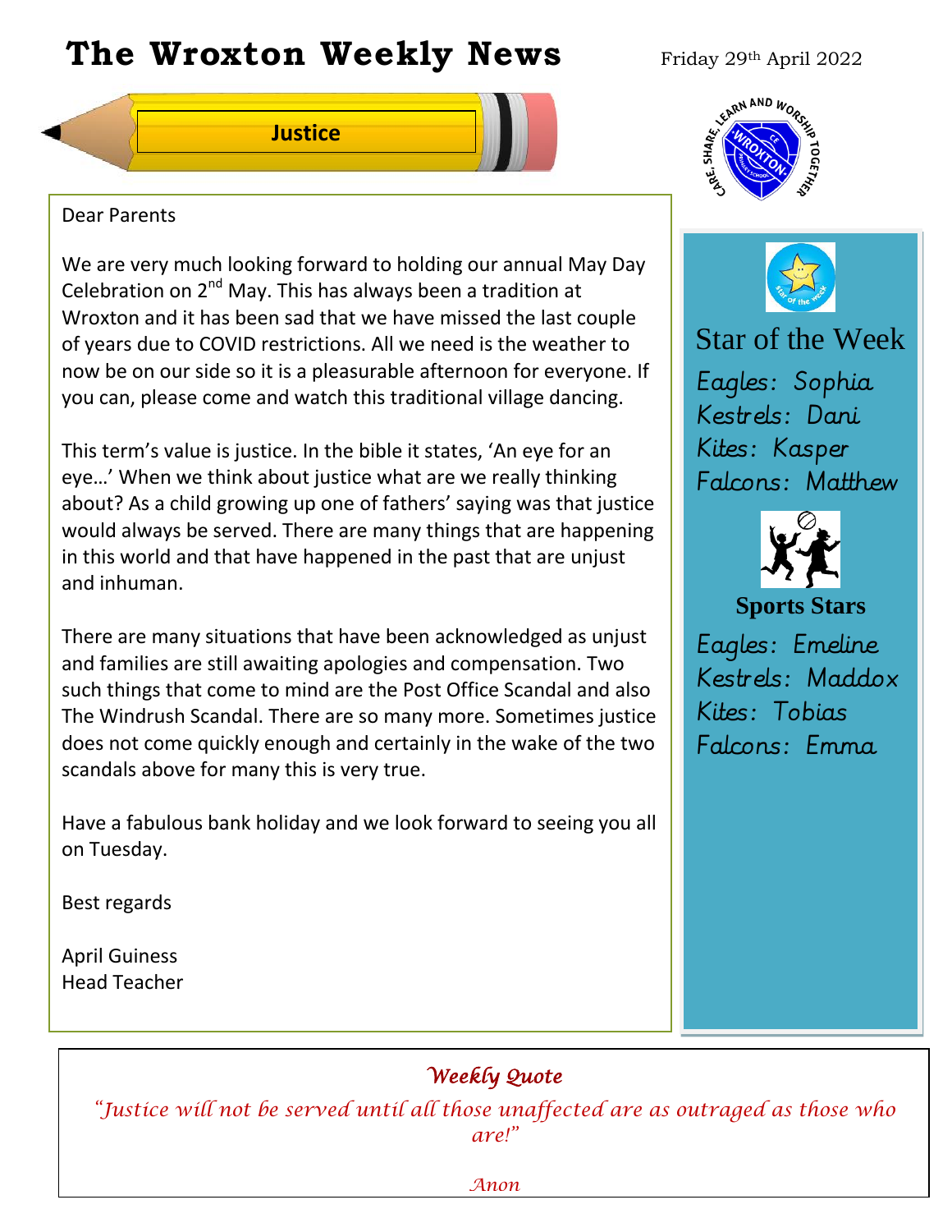# The Wroxton Weekly News

Friday 29th April 2022

## Justice

CARE, SHARE, LEARN AND WORSHIP TOGETHER

Dear Parents

We are very much looking forward to holding our annual May Day Celebration on 2nd May. This has always been a tradition at Wroxton and it has been sad that we have missed the last couple of years due to COVID restrictions. All we need is the weather to now be on our side so it is a pleasurable afternoon for everyone. If you can, please come and watch this traditional village dancing.

This term's value is justice. In the bible it states, 'An eye for an eye…' When we think about justice what are we really thinking about? As a child growing up one of fathers' saying was that justice would always be served. There are many things that are happening in this world and that have happened in the past that are unjust and inhuman.

There are many situations that have been acknowledged as unjust and families are still awaiting apologies and compensation. Two such things that come to mind are the Post Office Scandal and also The Windrush Scandal. There are so many more. Sometimes justice does not come quickly enough and certainly in the wake of the two scandals above for many this is very true.

Have a fabulous bank holiday and we look forward to seeing you all on Tuesday.

Best regards

April Guiness
Head Teacher

## Star of the Week

*Eagles: Sophia*
*Kestrels: Dani*
*Kites: Kasper*
*Falcons: Matthew*

## Sports Stars

*Eagles: Emeline*
*Kestrels: Maddox*
*Kites: Tobias*
*Falcons: Emma*

### *Weekly Quote*

*"Justice will not be served until all those unaffected are as outraged as those who are!"*

*Anon*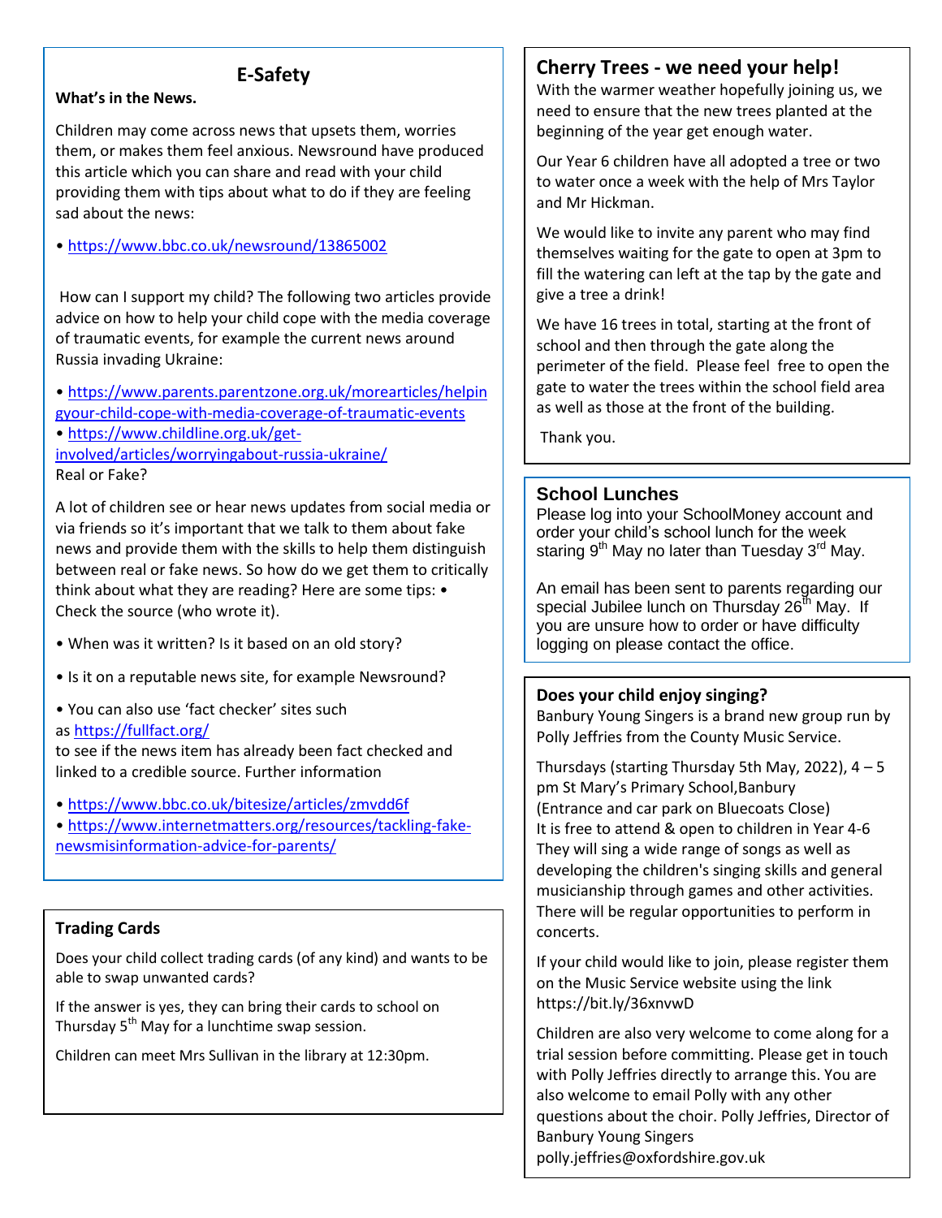## E-Safety

**What's in the News.**

Children may come across news that upsets them, worries them, or makes them feel anxious. Newsround have produced this article which you can share and read with your child providing them with tips about what to do if they are feeling sad about the news:

• https://www.bbc.co.uk/newsround/13865002

How can I support my child? The following two articles provide advice on how to help your child cope with the media coverage of traumatic events, for example the current news around Russia invading Ukraine:

• https://www.parents.parentzone.org.uk/morearticles/helpingyour-child-cope-with-media-coverage-of-traumatic-events
• https://www.childline.org.uk/get-involved/articles/worryingabout-russia-ukraine/

Real or Fake?

A lot of children see or hear news updates from social media or via friends so it's important that we talk to them about fake news and provide them with the skills to help them distinguish between real or fake news. So how do we get them to critically think about what they are reading? Here are some tips: • Check the source (who wrote it).

• When was it written? Is it based on an old story?

• Is it on a reputable news site, for example Newsround?

• You can also use 'fact checker' sites such as https://fullfact.org/ to see if the news item has already been fact checked and linked to a credible source. Further information

• https://www.bbc.co.uk/bitesize/articles/zmvdd6f
• https://www.internetmatters.org/resources/tackling-fake-newsmisinformation-advice-for-parents/

## Trading Cards

Does your child collect trading cards (of any kind) and wants to be able to swap unwanted cards?

If the answer is yes, they can bring their cards to school on Thursday 5th May for a lunchtime swap session.

Children can meet Mrs Sullivan in the library at 12:30pm.

## Cherry Trees - we need your help!

With the warmer weather hopefully joining us, we need to ensure that the new trees planted at the beginning of the year get enough water.

Our Year 6 children have all adopted a tree or two to water once a week with the help of Mrs Taylor and Mr Hickman.

We would like to invite any parent who may find themselves waiting for the gate to open at 3pm to fill the watering can left at the tap by the gate and give a tree a drink!

We have 16 trees in total, starting at the front of school and then through the gate along the perimeter of the field. Please feel free to open the gate to water the trees within the school field area as well as those at the front of the building.

Thank you.

## School Lunches

Please log into your SchoolMoney account and order your child's school lunch for the week staring 9th May no later than Tuesday 3rd May.

An email has been sent to parents regarding our special Jubilee lunch on Thursday 26th May. If you are unsure how to order or have difficulty logging on please contact the office.

## Does your child enjoy singing?

Banbury Young Singers is a brand new group run by Polly Jeffries from the County Music Service.

Thursdays (starting Thursday 5th May, 2022), 4 – 5 pm St Mary's Primary School,Banbury
(Entrance and car park on Bluecoats Close)
It is free to attend & open to children in Year 4-6
They will sing a wide range of songs as well as developing the children's singing skills and general musicianship through games and other activities. There will be regular opportunities to perform in concerts.

If your child would like to join, please register them on the Music Service website using the link https://bit.ly/36xnvwD

Children are also very welcome to come along for a trial session before committing. Please get in touch with Polly Jeffries directly to arrange this. You are also welcome to email Polly with any other questions about the choir. Polly Jeffries, Director of Banbury Young Singers
polly.jeffries@oxfordshire.gov.uk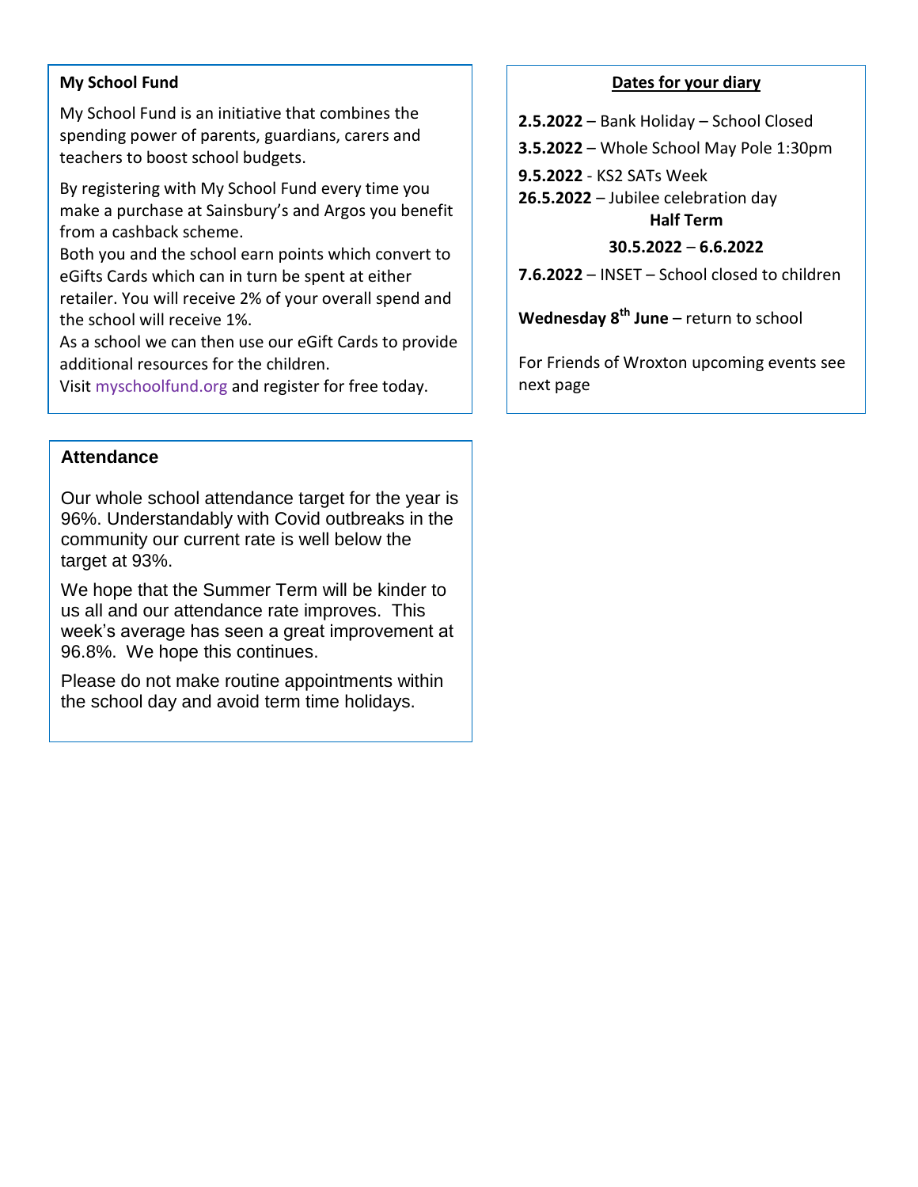## My School Fund

My School Fund is an initiative that combines the spending power of parents, guardians, carers and teachers to boost school budgets.

By registering with My School Fund every time you make a purchase at Sainsbury's and Argos you benefit from a cashback scheme.

Both you and the school earn points which convert to eGifts Cards which can in turn be spent at either retailer. You will receive 2% of your overall spend and the school will receive 1%.

As a school we can then use our eGift Cards to provide additional resources for the children.

Visit myschoolfund.org and register for free today.

## Attendance

Our whole school attendance target for the year is 96%. Understandably with Covid outbreaks in the community our current rate is well below the target at 93%.

We hope that the Summer Term will be kinder to us all and our attendance rate improves. This week's average has seen a great improvement at 96.8%. We hope this continues.

Please do not make routine appointments within the school day and avoid term time holidays.

## Dates for your diary

**2.5.2022** – Bank Holiday – School Closed

**3.5.2022** – Whole School May Pole 1:30pm

**9.5.2022** - KS2 SATs Week

**26.5.2022** – Jubilee celebration day

**Half Term**

**30.5.2022** – **6.6.2022**

**7.6.2022** – INSET – School closed to children

**Wednesday 8th June** – return to school

For Friends of Wroxton upcoming events see next page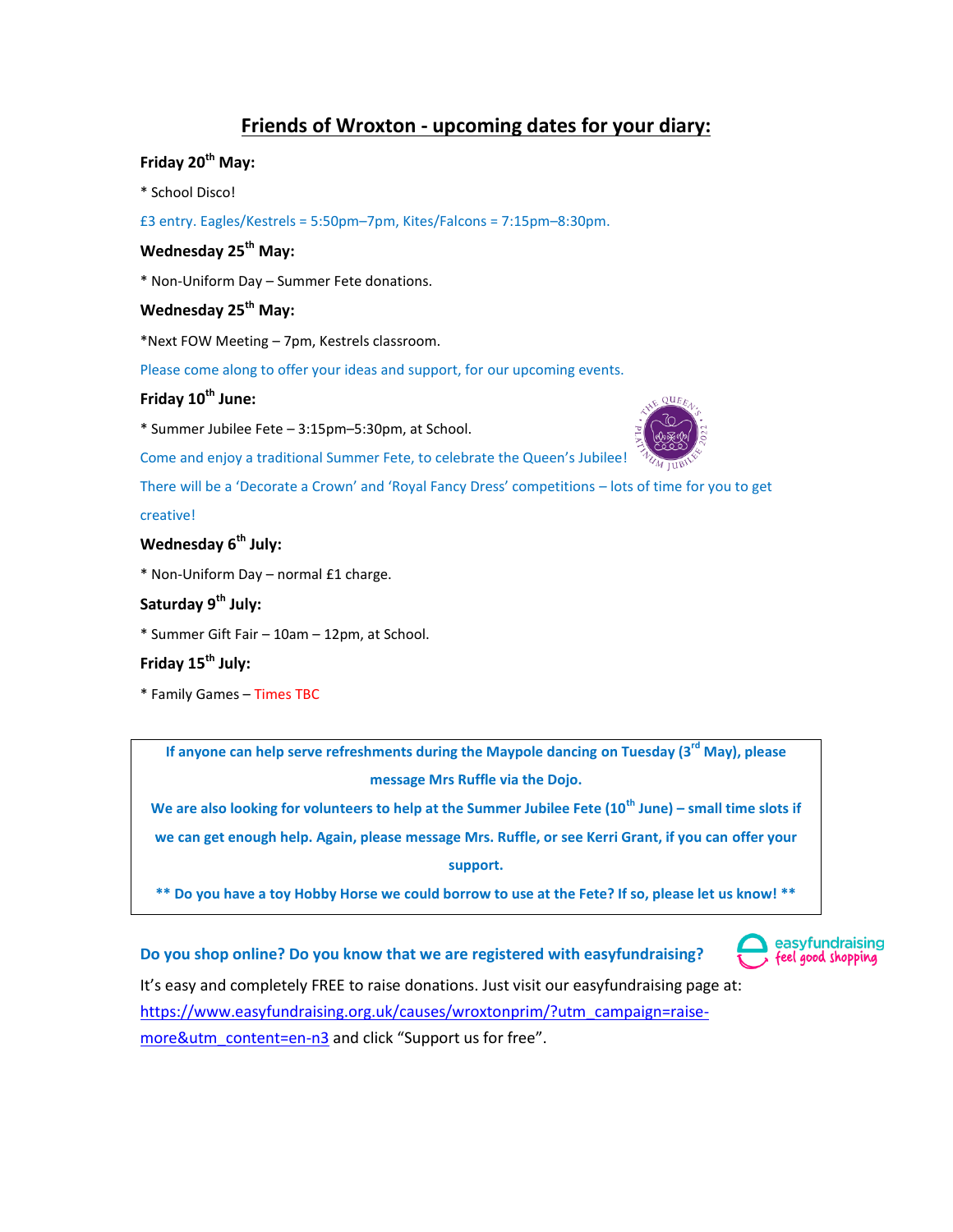# Friends of Wroxton - upcoming dates for your diary:

**Friday 20th May:**

* School Disco!

£3 entry. Eagles/Kestrels = 5:50pm–7pm, Kites/Falcons = 7:15pm–8:30pm.

**Wednesday 25th May:**

* Non-Uniform Day – Summer Fete donations.

**Wednesday 25th May:**

*Next FOW Meeting – 7pm, Kestrels classroom.

Please come along to offer your ideas and support, for our upcoming events.

**Friday 10th June:**

* Summer Jubilee Fete – 3:15pm–5:30pm, at School.

Come and enjoy a traditional Summer Fete, to celebrate the Queen's Jubilee!

There will be a 'Decorate a Crown' and 'Royal Fancy Dress' competitions – lots of time for you to get creative!

**Wednesday 6th July:**

* Non-Uniform Day – normal £1 charge.

**Saturday 9th July:**

* Summer Gift Fair – 10am – 12pm, at School.

**Friday 15th July:**

* Family Games – Times TBC

**If anyone can help serve refreshments during the Maypole dancing on Tuesday (3rd May), please message Mrs Ruffle via the Dojo.**

**We are also looking for volunteers to help at the Summer Jubilee Fete (10th June) – small time slots if we can get enough help. Again, please message Mrs. Ruffle, or see Kerri Grant, if you can offer your support.**

**\*\* Do you have a toy Hobby Horse we could borrow to use at the Fete? If so, please let us know! \*\***

**Do you shop online? Do you know that we are registered with easyfundraising?**

easyfundraising feel good shopping

It's easy and completely FREE to raise donations. Just visit our easyfundraising page at: https://www.easyfundraising.org.uk/causes/wroxtonprim/?utm_campaign=raise-more&utm_content=en-n3 and click "Support us for free".